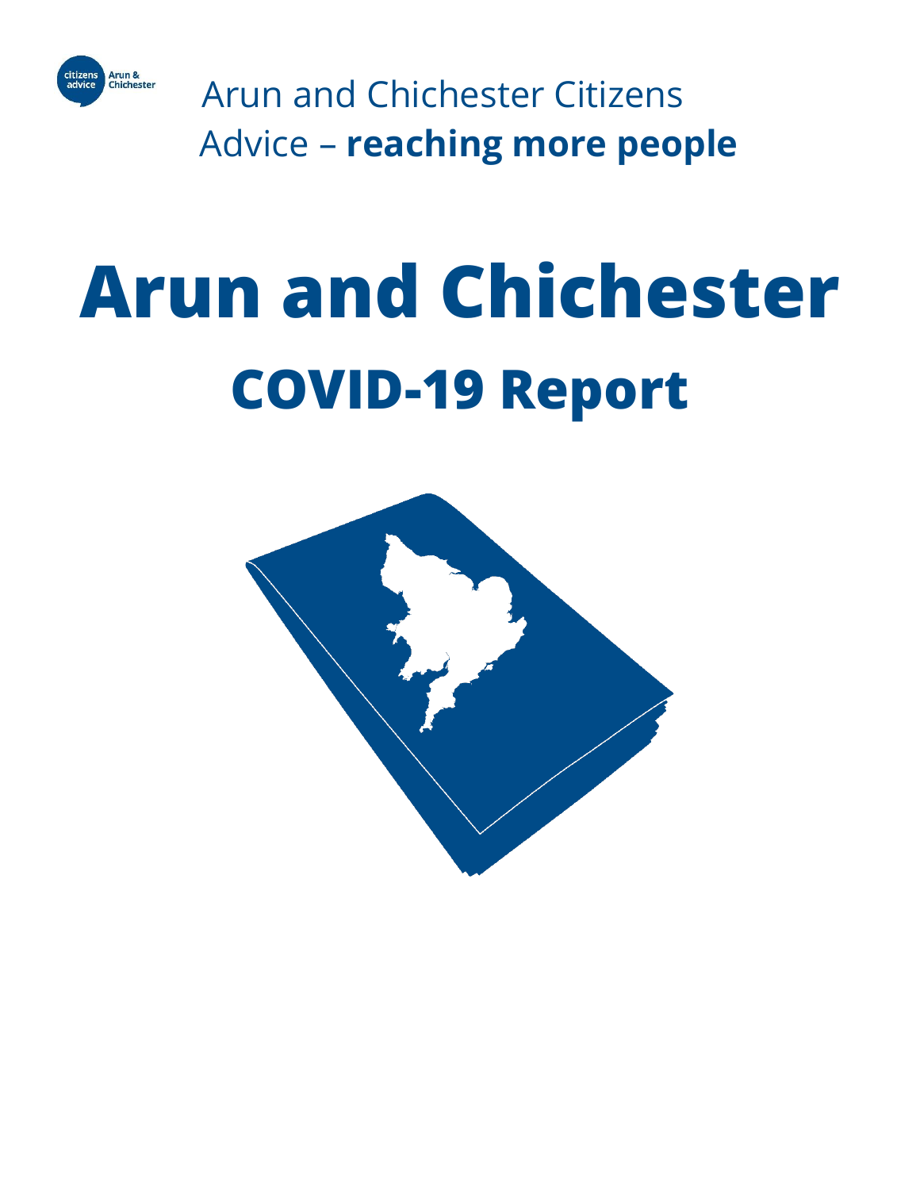Arun and Chichester Citizens Advice – **reaching more people**

# Arun and Chichester

## COVID-19 Report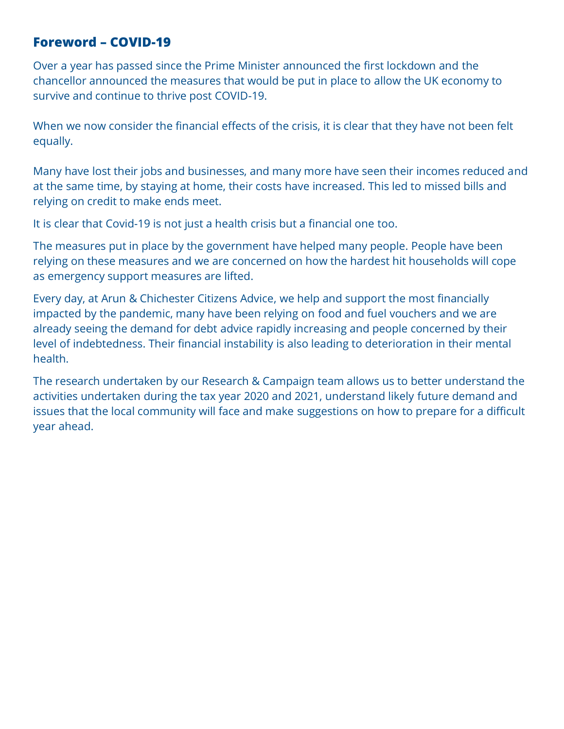## Foreword – COVID-19

Over a year has passed since the Prime Minister announced the first lockdown and the chancellor announced the measures that would be put in place to allow the UK economy to survive and continue to thrive post COVID-19.

When we now consider the financial effects of the crisis, it is clear that they have not been felt equally.

Many have lost their jobs and businesses, and many more have seen their incomes reduced and at the same time, by staying at home, their costs have increased. This led to missed bills and relying on credit to make ends meet.

It is clear that Covid-19 is not just a health crisis but a financial one too.

The measures put in place by the government have helped many people. People have been relying on these measures and we are concerned on how the hardest hit households will cope as emergency support measures are lifted.

Every day, at Arun & Chichester Citizens Advice, we help and support the most financially impacted by the pandemic, many have been relying on food and fuel vouchers and we are already seeing the demand for debt advice rapidly increasing and people concerned by their level of indebtedness. Their financial instability is also leading to deterioration in their mental health.

The research undertaken by our Research & Campaign team allows us to better understand the activities undertaken during the tax year 2020 and 2021, understand likely future demand and issues that the local community will face and make suggestions on how to prepare for a difficult year ahead.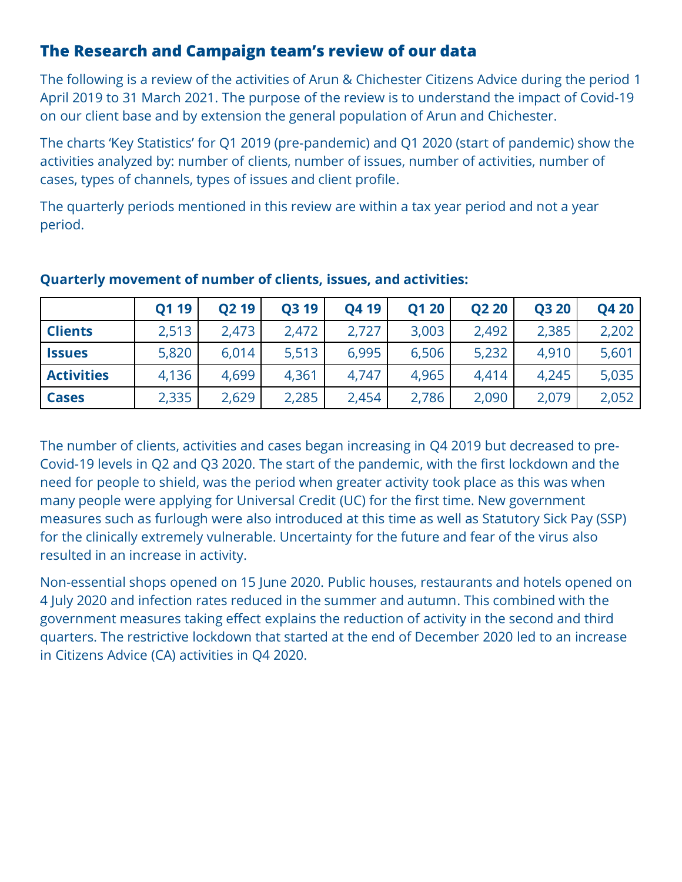## The Research and Campaign team's review of our data

The following is a review of the activities of Arun & Chichester Citizens Advice during the period 1 April 2019 to 31 March 2021. The purpose of the review is to understand the impact of Covid-19 on our client base and by extension the general population of Arun and Chichester.

The charts 'Key Statistics' for Q1 2019 (pre-pandemic) and Q1 2020 (start of pandemic) show the activities analyzed by: number of clients, number of issues, number of activities, number of cases, types of channels, types of issues and client profile.

The quarterly periods mentioned in this review are within a tax year period and not a year period.

**Quarterly movement of number of clients, issues, and activities:**

| | Q1 19 | Q2 19 | Q3 19 | Q4 19 | Q1 20 | Q2 20 | Q3 20 | Q4 20 |
|---|---|---|---|---|---|---|---|---|
| **Clients** | 2,513 | 2,473 | 2,472 | 2,727 | 3,003 | 2,492 | 2,385 | 2,202 |
| **Issues** | 5,820 | 6,014 | 5,513 | 6,995 | 6,506 | 5,232 | 4,910 | 5,601 |
| **Activities** | 4,136 | 4,699 | 4,361 | 4,747 | 4,965 | 4,414 | 4,245 | 5,035 |
| **Cases** | 2,335 | 2,629 | 2,285 | 2,454 | 2,786 | 2,090 | 2,079 | 2,052 |

The number of clients, activities and cases began increasing in Q4 2019 but decreased to pre-Covid-19 levels in Q2 and Q3 2020. The start of the pandemic, with the first lockdown and the need for people to shield, was the period when greater activity took place as this was when many people were applying for Universal Credit (UC) for the first time. New government measures such as furlough were also introduced at this time as well as Statutory Sick Pay (SSP) for the clinically extremely vulnerable. Uncertainty for the future and fear of the virus also resulted in an increase in activity.

Non-essential shops opened on 15 June 2020. Public houses, restaurants and hotels opened on 4 July 2020 and infection rates reduced in the summer and autumn. This combined with the government measures taking effect explains the reduction of activity in the second and third quarters. The restrictive lockdown that started at the end of December 2020 led to an increase in Citizens Advice (CA) activities in Q4 2020.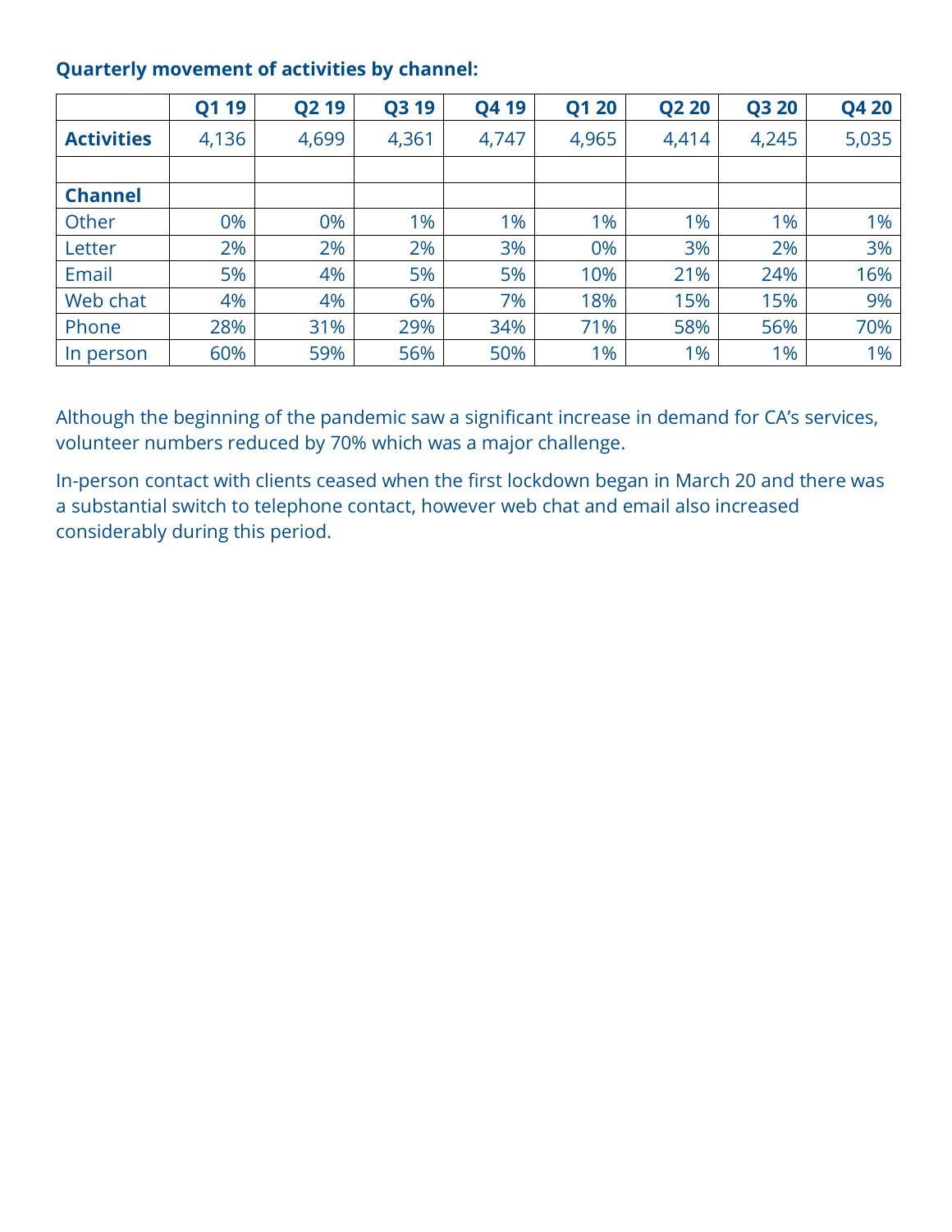**Quarterly movement of activities by channel:**

| | Q1 19 | Q2 19 | Q3 19 | Q4 19 | Q1 20 | Q2 20 | Q3 20 | Q4 20 |
|---|---|---|---|---|---|---|---|---|
| **Activities** | 4,136 | 4,699 | 4,361 | 4,747 | 4,965 | 4,414 | 4,245 | 5,035 |
| | | | | | | | | |
| **Channel** | | | | | | | | |
| Other | 0% | 0% | 1% | 1% | 1% | 1% | 1% | 1% |
| Letter | 2% | 2% | 2% | 3% | 0% | 3% | 2% | 3% |
| Email | 5% | 4% | 5% | 5% | 10% | 21% | 24% | 16% |
| Web chat | 4% | 4% | 6% | 7% | 18% | 15% | 15% | 9% |
| Phone | 28% | 31% | 29% | 34% | 71% | 58% | 56% | 70% |
| In person | 60% | 59% | 56% | 50% | 1% | 1% | 1% | 1% |

Although the beginning of the pandemic saw a significant increase in demand for CA's services, volunteer numbers reduced by 70% which was a major challenge.

In-person contact with clients ceased when the first lockdown began in March 20 and there was a substantial switch to telephone contact, however web chat and email also increased considerably during this period.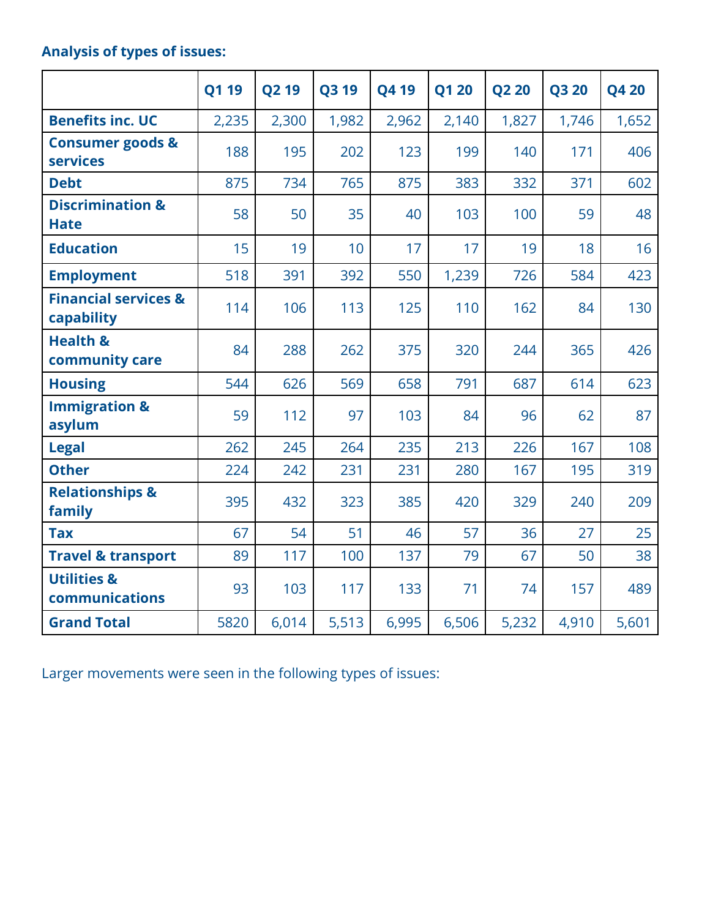**Analysis of types of issues:**

| | Q1 19 | Q2 19 | Q3 19 | Q4 19 | Q1 20 | Q2 20 | Q3 20 | Q4 20 |
|---|---|---|---|---|---|---|---|---|
| **Benefits inc. UC** | 2,235 | 2,300 | 1,982 | 2,962 | 2,140 | 1,827 | 1,746 | 1,652 |
| **Consumer goods & services** | 188 | 195 | 202 | 123 | 199 | 140 | 171 | 406 |
| **Debt** | 875 | 734 | 765 | 875 | 383 | 332 | 371 | 602 |
| **Discrimination & Hate** | 58 | 50 | 35 | 40 | 103 | 100 | 59 | 48 |
| **Education** | 15 | 19 | 10 | 17 | 17 | 19 | 18 | 16 |
| **Employment** | 518 | 391 | 392 | 550 | 1,239 | 726 | 584 | 423 |
| **Financial services & capability** | 114 | 106 | 113 | 125 | 110 | 162 | 84 | 130 |
| **Health & community care** | 84 | 288 | 262 | 375 | 320 | 244 | 365 | 426 |
| **Housing** | 544 | 626 | 569 | 658 | 791 | 687 | 614 | 623 |
| **Immigration & asylum** | 59 | 112 | 97 | 103 | 84 | 96 | 62 | 87 |
| **Legal** | 262 | 245 | 264 | 235 | 213 | 226 | 167 | 108 |
| **Other** | 224 | 242 | 231 | 231 | 280 | 167 | 195 | 319 |
| **Relationships & family** | 395 | 432 | 323 | 385 | 420 | 329 | 240 | 209 |
| **Tax** | 67 | 54 | 51 | 46 | 57 | 36 | 27 | 25 |
| **Travel & transport** | 89 | 117 | 100 | 137 | 79 | 67 | 50 | 38 |
| **Utilities & communications** | 93 | 103 | 117 | 133 | 71 | 74 | 157 | 489 |
| **Grand Total** | 5820 | 6,014 | 5,513 | 6,995 | 6,506 | 5,232 | 4,910 | 5,601 |

Larger movements were seen in the following types of issues: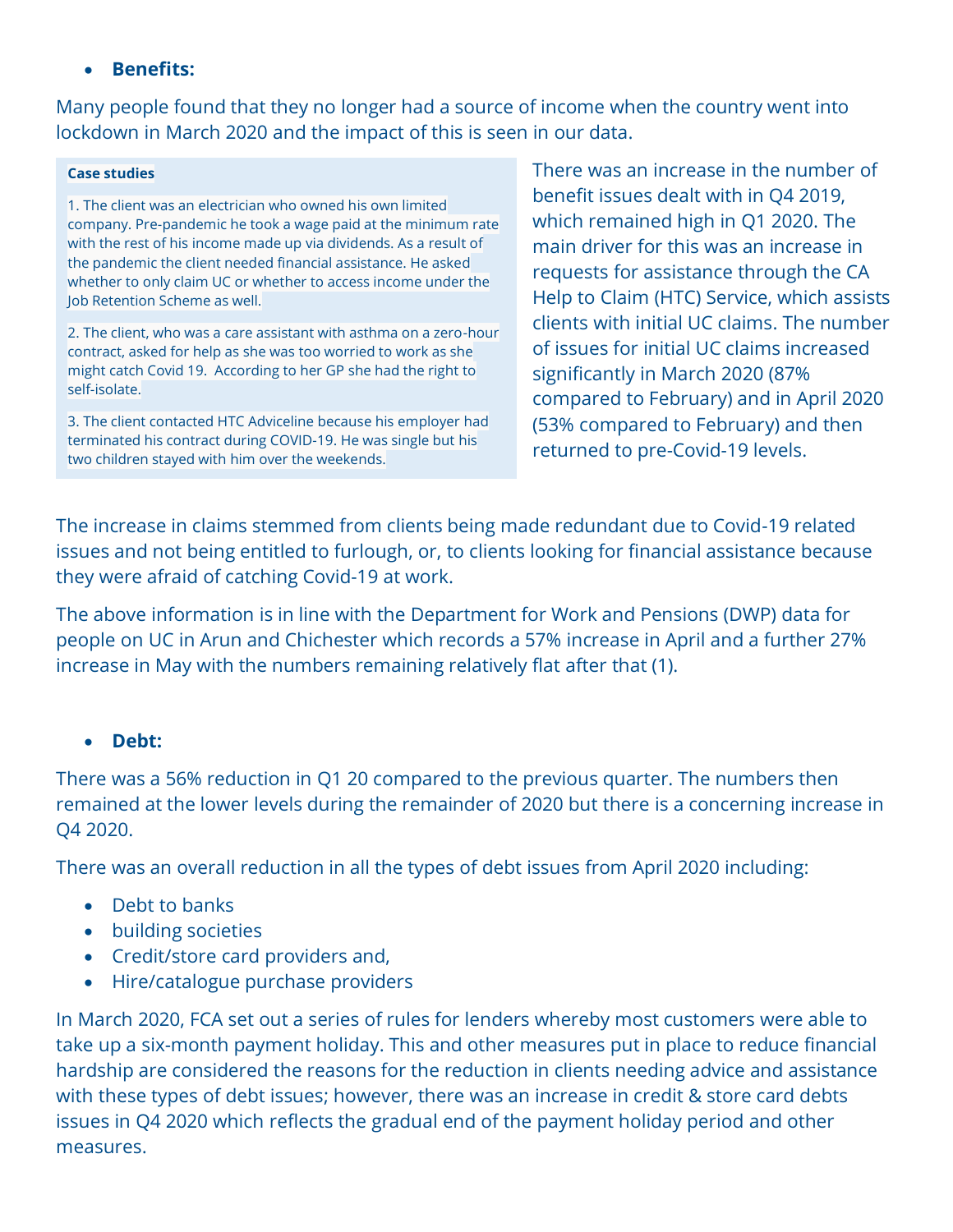- **Benefits:**

Many people found that they no longer had a source of income when the country went into lockdown in March 2020 and the impact of this is seen in our data.

**Case studies**

1. The client was an electrician who owned his own limited company. Pre-pandemic he took a wage paid at the minimum rate with the rest of his income made up via dividends. As a result of the pandemic the client needed financial assistance. He asked whether to only claim UC or whether to access income under the Job Retention Scheme as well.

2. The client, who was a care assistant with asthma on a zero-hour contract, asked for help as she was too worried to work as she might catch Covid 19. According to her GP she had the right to self-isolate.

3. The client contacted HTC Adviceline because his employer had terminated his contract during COVID-19. He was single but his two children stayed with him over the weekends.

There was an increase in the number of benefit issues dealt with in Q4 2019, which remained high in Q1 2020. The main driver for this was an increase in requests for assistance through the CA Help to Claim (HTC) Service, which assists clients with initial UC claims. The number of issues for initial UC claims increased significantly in March 2020 (87% compared to February) and in April 2020 (53% compared to February) and then returned to pre-Covid-19 levels.

The increase in claims stemmed from clients being made redundant due to Covid-19 related issues and not being entitled to furlough, or, to clients looking for financial assistance because they were afraid of catching Covid-19 at work.

The above information is in line with the Department for Work and Pensions (DWP) data for people on UC in Arun and Chichester which records a 57% increase in April and a further 27% increase in May with the numbers remaining relatively flat after that (1).

- **Debt:**

There was a 56% reduction in Q1 20 compared to the previous quarter. The numbers then remained at the lower levels during the remainder of 2020 but there is a concerning increase in Q4 2020.

There was an overall reduction in all the types of debt issues from April 2020 including:

- Debt to banks
- building societies
- Credit/store card providers and,
- Hire/catalogue purchase providers

In March 2020, FCA set out a series of rules for lenders whereby most customers were able to take up a six-month payment holiday. This and other measures put in place to reduce financial hardship are considered the reasons for the reduction in clients needing advice and assistance with these types of debt issues; however, there was an increase in credit & store card debts issues in Q4 2020 which reflects the gradual end of the payment holiday period and other measures.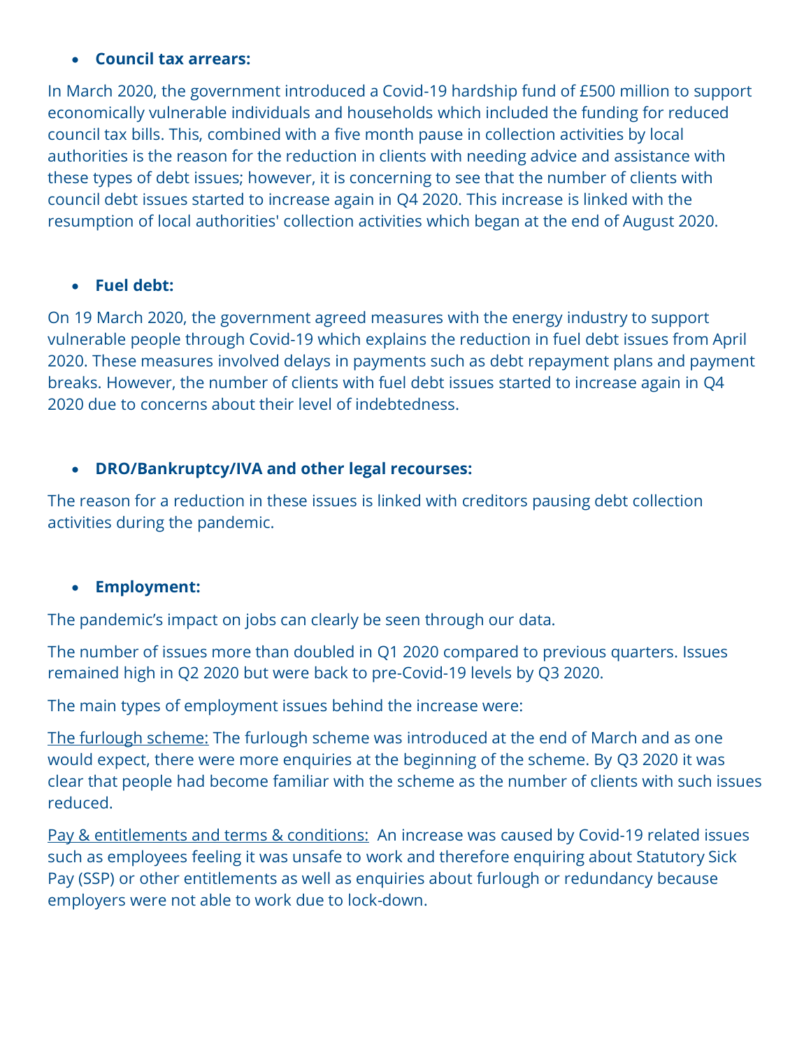- **Council tax arrears:**

In March 2020, the government introduced a Covid-19 hardship fund of £500 million to support economically vulnerable individuals and households which included the funding for reduced council tax bills. This, combined with a five month pause in collection activities by local authorities is the reason for the reduction in clients with needing advice and assistance with these types of debt issues; however, it is concerning to see that the number of clients with council debt issues started to increase again in Q4 2020. This increase is linked with the resumption of local authorities' collection activities which began at the end of August 2020.

- **Fuel debt:**

On 19 March 2020, the government agreed measures with the energy industry to support vulnerable people through Covid-19 which explains the reduction in fuel debt issues from April 2020. These measures involved delays in payments such as debt repayment plans and payment breaks. However, the number of clients with fuel debt issues started to increase again in Q4 2020 due to concerns about their level of indebtedness.

- **DRO/Bankruptcy/IVA and other legal recourses:**

The reason for a reduction in these issues is linked with creditors pausing debt collection activities during the pandemic.

- **Employment:**

The pandemic's impact on jobs can clearly be seen through our data.

The number of issues more than doubled in Q1 2020 compared to previous quarters. Issues remained high in Q2 2020 but were back to pre-Covid-19 levels by Q3 2020.

The main types of employment issues behind the increase were:

<u>The furlough scheme:</u> The furlough scheme was introduced at the end of March and as one would expect, there were more enquiries at the beginning of the scheme. By Q3 2020 it was clear that people had become familiar with the scheme as the number of clients with such issues reduced.

<u>Pay & entitlements and terms & conditions:</u> An increase was caused by Covid-19 related issues such as employees feeling it was unsafe to work and therefore enquiring about Statutory Sick Pay (SSP) or other entitlements as well as enquiries about furlough or redundancy because employers were not able to work due to lock-down.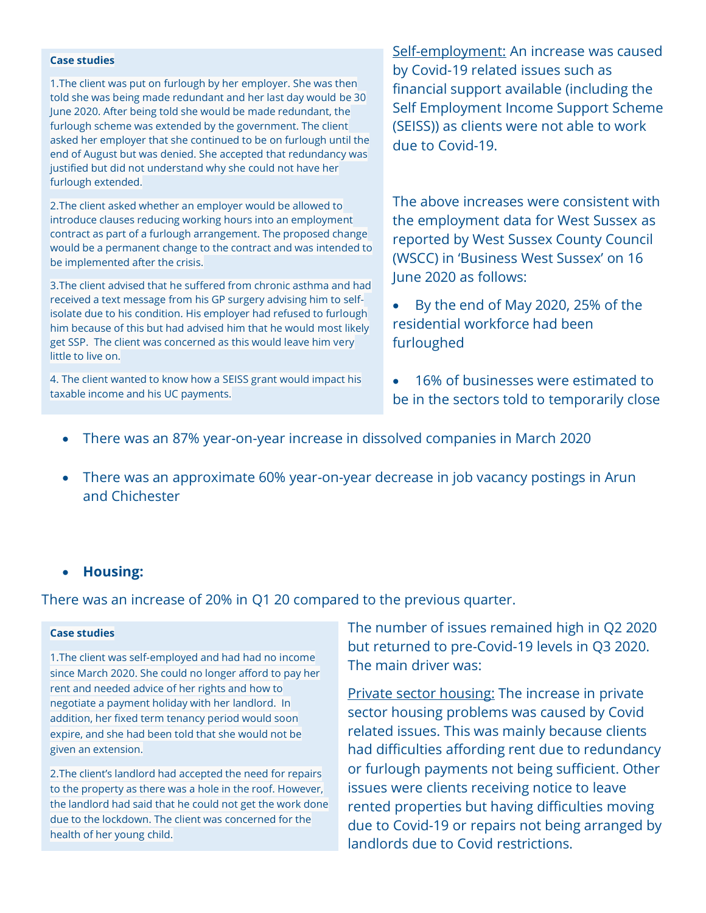**Case studies**

1.The client was put on furlough by her employer. She was then told she was being made redundant and her last day would be 30 June 2020. After being told she would be made redundant, the furlough scheme was extended by the government. The client asked her employer that she continued to be on furlough until the end of August but was denied. She accepted that redundancy was justified but did not understand why she could not have her furlough extended.

2.The client asked whether an employer would be allowed to introduce clauses reducing working hours into an employment contract as part of a furlough arrangement. The proposed change would be a permanent change to the contract and was intended to be implemented after the crisis.

3.The client advised that he suffered from chronic asthma and had received a text message from his GP surgery advising him to self-isolate due to his condition. His employer had refused to furlough him because of this but had advised him that he would most likely get SSP. The client was concerned as this would leave him very little to live on.

4. The client wanted to know how a SEISS grant would impact his taxable income and his UC payments.

Self-employment: An increase was caused by Covid-19 related issues such as financial support available (including the Self Employment Income Support Scheme (SEISS)) as clients were not able to work due to Covid-19.

The above increases were consistent with the employment data for West Sussex as reported by West Sussex County Council (WSCC) in 'Business West Sussex' on 16 June 2020 as follows:

- By the end of May 2020, 25% of the residential workforce had been furloughed
- 16% of businesses were estimated to be in the sectors told to temporarily close
- There was an 87% year-on-year increase in dissolved companies in March 2020
- There was an approximate 60% year-on-year decrease in job vacancy postings in Arun and Chichester

- **Housing:**

There was an increase of 20% in Q1 20 compared to the previous quarter.

**Case studies**

1.The client was self-employed and had had no income since March 2020. She could no longer afford to pay her rent and needed advice of her rights and how to negotiate a payment holiday with her landlord. In addition, her fixed term tenancy period would soon expire, and she had been told that she would not be given an extension.

2.The client's landlord had accepted the need for repairs to the property as there was a hole in the roof. However, the landlord had said that he could not get the work done due to the lockdown. The client was concerned for the health of her young child.

The number of issues remained high in Q2 2020 but returned to pre-Covid-19 levels in Q3 2020. The main driver was:

Private sector housing: The increase in private sector housing problems was caused by Covid related issues. This was mainly because clients had difficulties affording rent due to redundancy or furlough payments not being sufficient. Other issues were clients receiving notice to leave rented properties but having difficulties moving due to Covid-19 or repairs not being arranged by landlords due to Covid restrictions.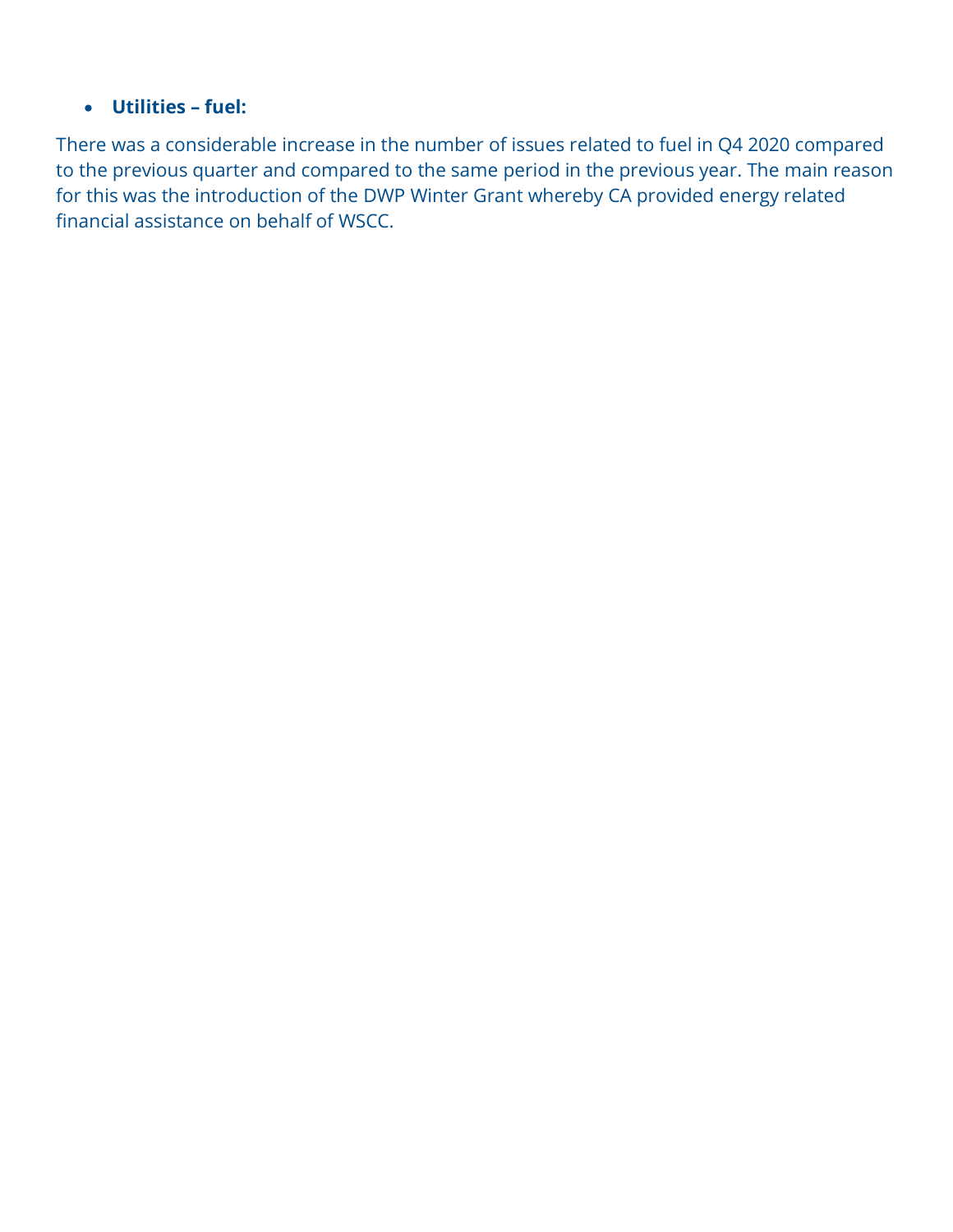- **Utilities – fuel:**

There was a considerable increase in the number of issues related to fuel in Q4 2020 compared to the previous quarter and compared to the same period in the previous year. The main reason for this was the introduction of the DWP Winter Grant whereby CA provided energy related financial assistance on behalf of WSCC.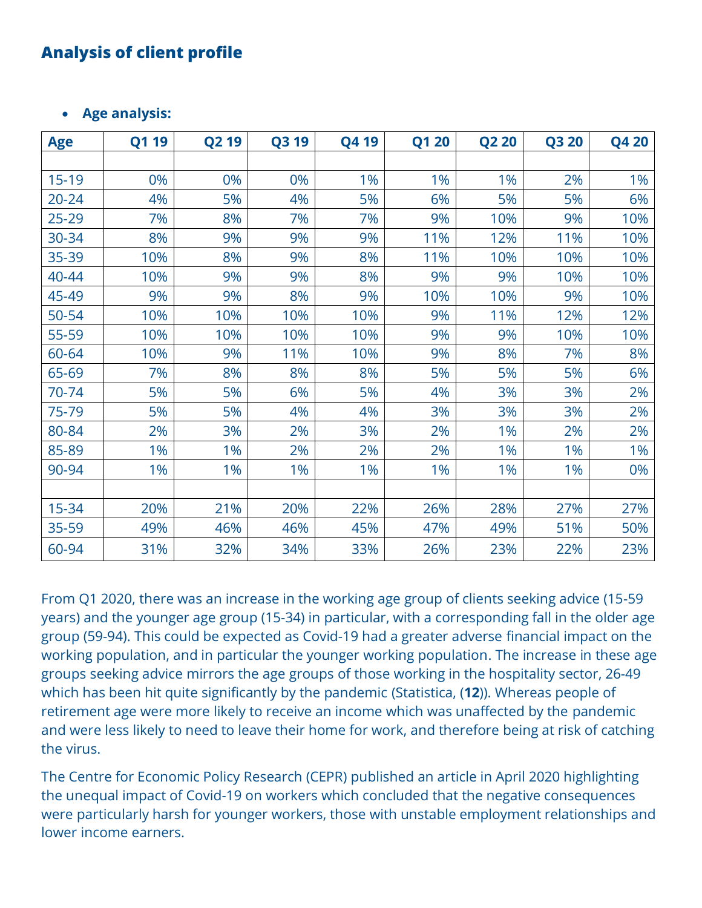## Analysis of client profile

- **Age analysis:**

| Age | Q1 19 | Q2 19 | Q3 19 | Q4 19 | Q1 20 | Q2 20 | Q3 20 | Q4 20 |
|---|---|---|---|---|---|---|---|---|
| | | | | | | | | |
| 15-19 | 0% | 0% | 0% | 1% | 1% | 1% | 2% | 1% |
| 20-24 | 4% | 5% | 4% | 5% | 6% | 5% | 5% | 6% |
| 25-29 | 7% | 8% | 7% | 7% | 9% | 10% | 9% | 10% |
| 30-34 | 8% | 9% | 9% | 9% | 11% | 12% | 11% | 10% |
| 35-39 | 10% | 8% | 9% | 8% | 11% | 10% | 10% | 10% |
| 40-44 | 10% | 9% | 9% | 8% | 9% | 9% | 10% | 10% |
| 45-49 | 9% | 9% | 8% | 9% | 10% | 10% | 9% | 10% |
| 50-54 | 10% | 10% | 10% | 10% | 9% | 11% | 12% | 12% |
| 55-59 | 10% | 10% | 10% | 10% | 9% | 9% | 10% | 10% |
| 60-64 | 10% | 9% | 11% | 10% | 9% | 8% | 7% | 8% |
| 65-69 | 7% | 8% | 8% | 8% | 5% | 5% | 5% | 6% |
| 70-74 | 5% | 5% | 6% | 5% | 4% | 3% | 3% | 2% |
| 75-79 | 5% | 5% | 4% | 4% | 3% | 3% | 3% | 2% |
| 80-84 | 2% | 3% | 2% | 3% | 2% | 1% | 2% | 2% |
| 85-89 | 1% | 1% | 2% | 2% | 2% | 1% | 1% | 1% |
| 90-94 | 1% | 1% | 1% | 1% | 1% | 1% | 1% | 0% |
| | | | | | | | | |
| 15-34 | 20% | 21% | 20% | 22% | 26% | 28% | 27% | 27% |
| 35-59 | 49% | 46% | 46% | 45% | 47% | 49% | 51% | 50% |
| 60-94 | 31% | 32% | 34% | 33% | 26% | 23% | 22% | 23% |

From Q1 2020, there was an increase in the working age group of clients seeking advice (15-59 years) and the younger age group (15-34) in particular, with a corresponding fall in the older age group (59-94). This could be expected as Covid-19 had a greater adverse financial impact on the working population, and in particular the younger working population. The increase in these age groups seeking advice mirrors the age groups of those working in the hospitality sector, 26-49 which has been hit quite significantly by the pandemic (Statistica, (**12**)). Whereas people of retirement age were more likely to receive an income which was unaffected by the pandemic and were less likely to need to leave their home for work, and therefore being at risk of catching the virus.

The Centre for Economic Policy Research (CEPR) published an article in April 2020 highlighting the unequal impact of Covid-19 on workers which concluded that the negative consequences were particularly harsh for younger workers, those with unstable employment relationships and lower income earners.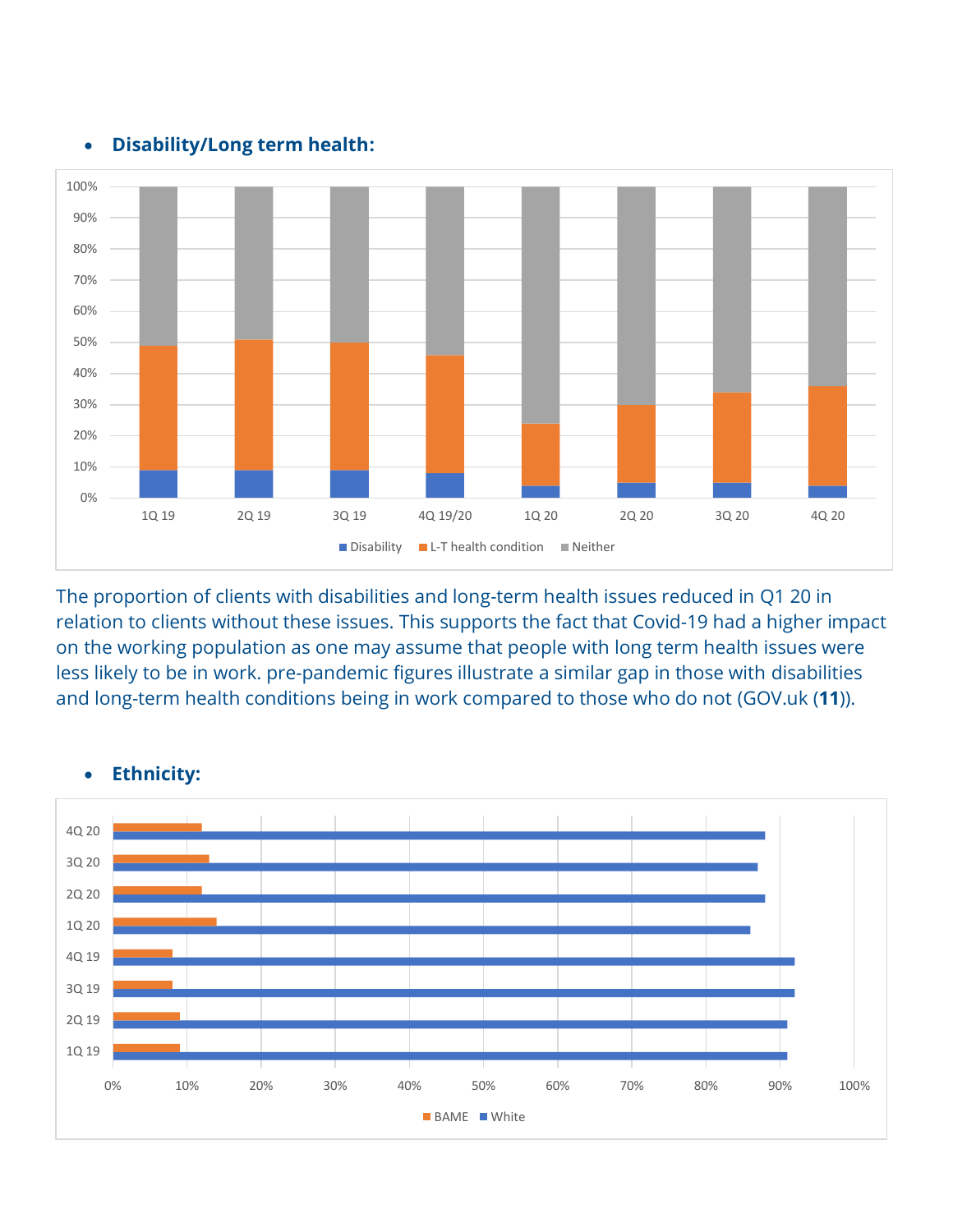- **Disability/Long term health:**

100%
90%
80%
70%
60%
50%
40%
30%
20%
10%
0%

1Q 19 2Q 19 3Q 19 4Q 19/20 1Q 20 2Q 20 3Q 20 4Q 20

Disability L-T health condition Neither

The proportion of clients with disabilities and long-term health issues reduced in Q1 20 in relation to clients without these issues. This supports the fact that Covid-19 had a higher impact on the working population as one may assume that people with long term health issues were less likely to be in work. pre-pandemic figures illustrate a similar gap in those with disabilities and long-term health conditions being in work compared to those who do not (GOV.uk (**11**)).

- **Ethnicity:**

4Q 20
3Q 20
2Q 20
1Q 20
4Q 19
3Q 19
2Q 19
1Q 19

0% 10% 20% 30% 40% 50% 60% 70% 80% 90% 100%

BAME White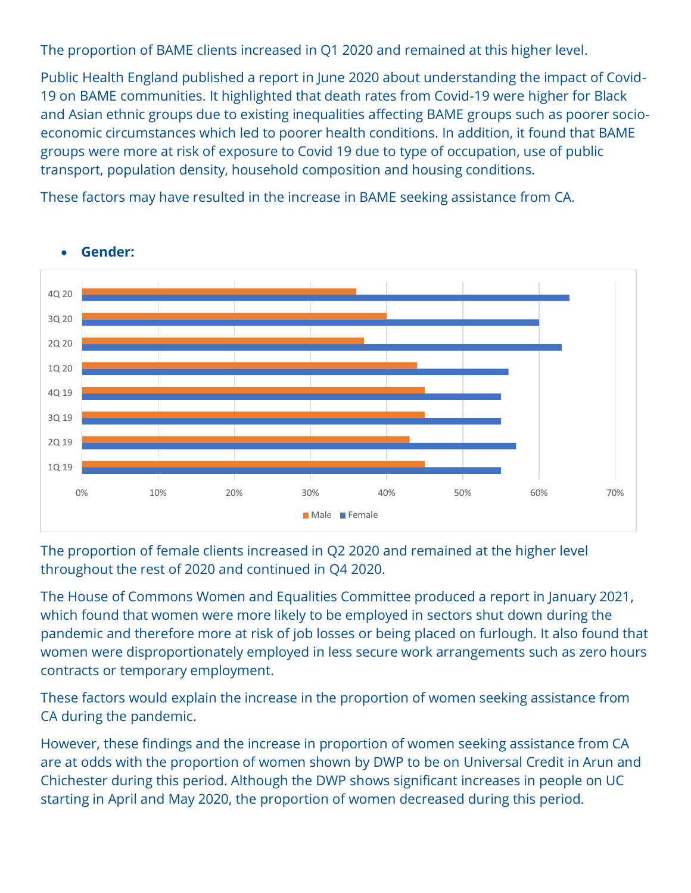The proportion of BAME clients increased in Q1 2020 and remained at this higher level.

Public Health England published a report in June 2020 about understanding the impact of Covid-19 on BAME communities. It highlighted that death rates from Covid-19 were higher for Black and Asian ethnic groups due to existing inequalities affecting BAME groups such as poorer socio-economic circumstances which led to poorer health conditions. In addition, it found that BAME groups were more at risk of exposure to Covid 19 due to type of occupation, use of public transport, population density, household composition and housing conditions.

These factors may have resulted in the increase in BAME seeking assistance from CA.

- **Gender:**

| Quarter | Male | Female |
|---|---|---|
| 4Q 20 | 36% | 64% |
| 3Q 20 | 40% | 60% |
| 2Q 20 | 37% | 63% |
| 1Q 20 | 44% | 56% |
| 4Q 19 | 45% | 55% |
| 3Q 19 | 45% | 55% |
| 2Q 19 | 43% | 57% |
| 1Q 19 | 45% | 55% |

The proportion of female clients increased in Q2 2020 and remained at the higher level throughout the rest of 2020 and continued in Q4 2020.

The House of Commons Women and Equalities Committee produced a report in January 2021, which found that women were more likely to be employed in sectors shut down during the pandemic and therefore more at risk of job losses or being placed on furlough. It also found that women were disproportionately employed in less secure work arrangements such as zero hours contracts or temporary employment.

These factors would explain the increase in the proportion of women seeking assistance from CA during the pandemic.

However, these findings and the increase in proportion of women seeking assistance from CA are at odds with the proportion of women shown by DWP to be on Universal Credit in Arun and Chichester during this period. Although the DWP shows significant increases in people on UC starting in April and May 2020, the proportion of women decreased during this period.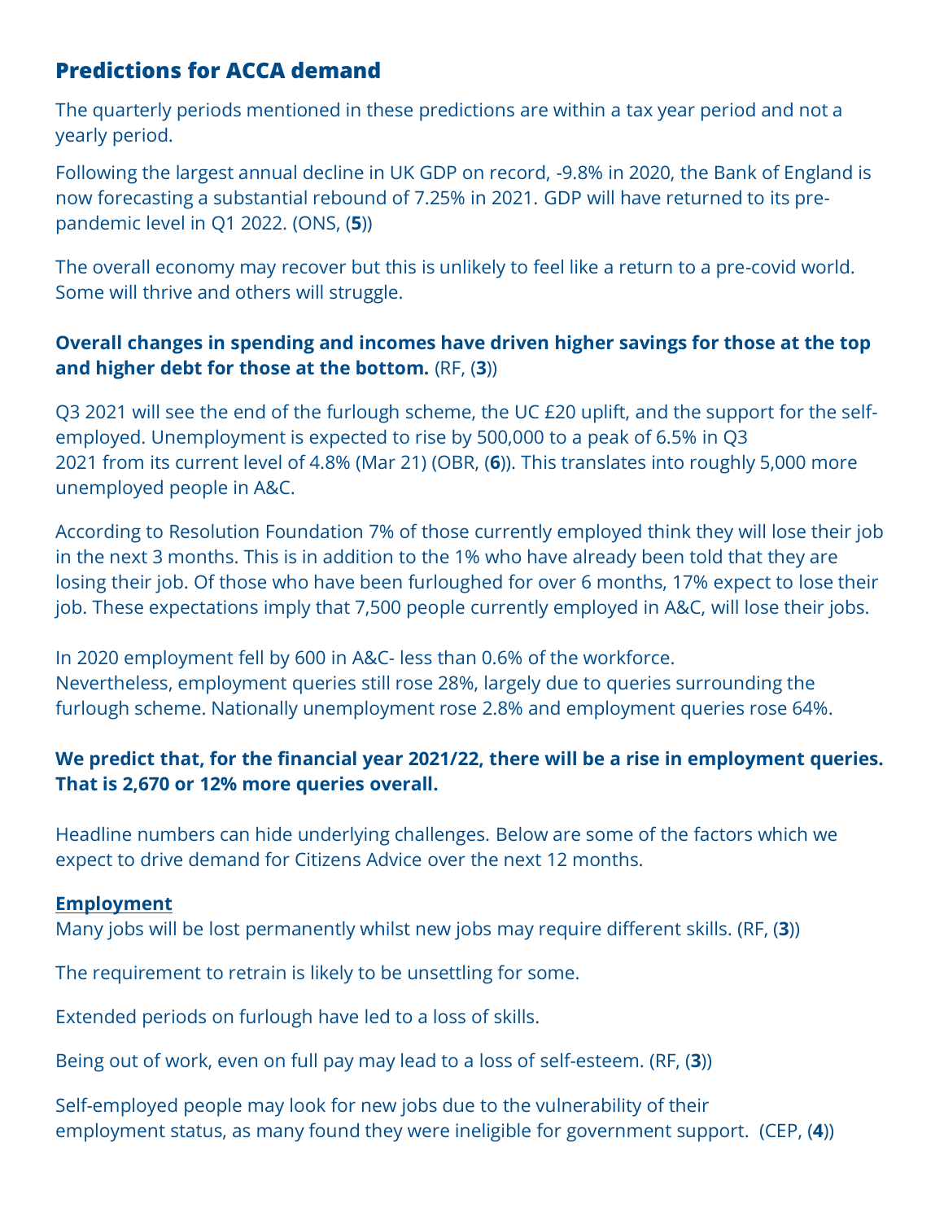## Predictions for ACCA demand

The quarterly periods mentioned in these predictions are within a tax year period and not a yearly period.

Following the largest annual decline in UK GDP on record, -9.8% in 2020, the Bank of England is now forecasting a substantial rebound of 7.25% in 2021. GDP will have returned to its pre-pandemic level in Q1 2022. (ONS, (**5**))

The overall economy may recover but this is unlikely to feel like a return to a pre-covid world. Some will thrive and others will struggle.

**Overall changes in spending and incomes have driven higher savings for those at the top and higher debt for those at the bottom.** (RF, (**3**))

Q3 2021 will see the end of the furlough scheme, the UC £20 uplift, and the support for the self-employed. Unemployment is expected to rise by 500,000 to a peak of 6.5% in Q3 2021 from its current level of 4.8% (Mar 21) (OBR, (**6**)). This translates into roughly 5,000 more unemployed people in A&C.

According to Resolution Foundation 7% of those currently employed think they will lose their job in the next 3 months. This is in addition to the 1% who have already been told that they are losing their job. Of those who have been furloughed for over 6 months, 17% expect to lose their job. These expectations imply that 7,500 people currently employed in A&C, will lose their jobs.

In 2020 employment fell by 600 in A&C- less than 0.6% of the workforce. Nevertheless, employment queries still rose 28%, largely due to queries surrounding the furlough scheme. Nationally unemployment rose 2.8% and employment queries rose 64%.

**We predict that, for the financial year 2021/22, there will be a rise in employment queries. That is 2,670 or 12% more queries overall.**

Headline numbers can hide underlying challenges. Below are some of the factors which we expect to drive demand for Citizens Advice over the next 12 months.

**Employment**

Many jobs will be lost permanently whilst new jobs may require different skills. (RF, (**3**))

The requirement to retrain is likely to be unsettling for some.

Extended periods on furlough have led to a loss of skills.

Being out of work, even on full pay may lead to a loss of self-esteem. (RF, (**3**))

Self-employed people may look for new jobs due to the vulnerability of their employment status, as many found they were ineligible for government support. (CEP, (**4**))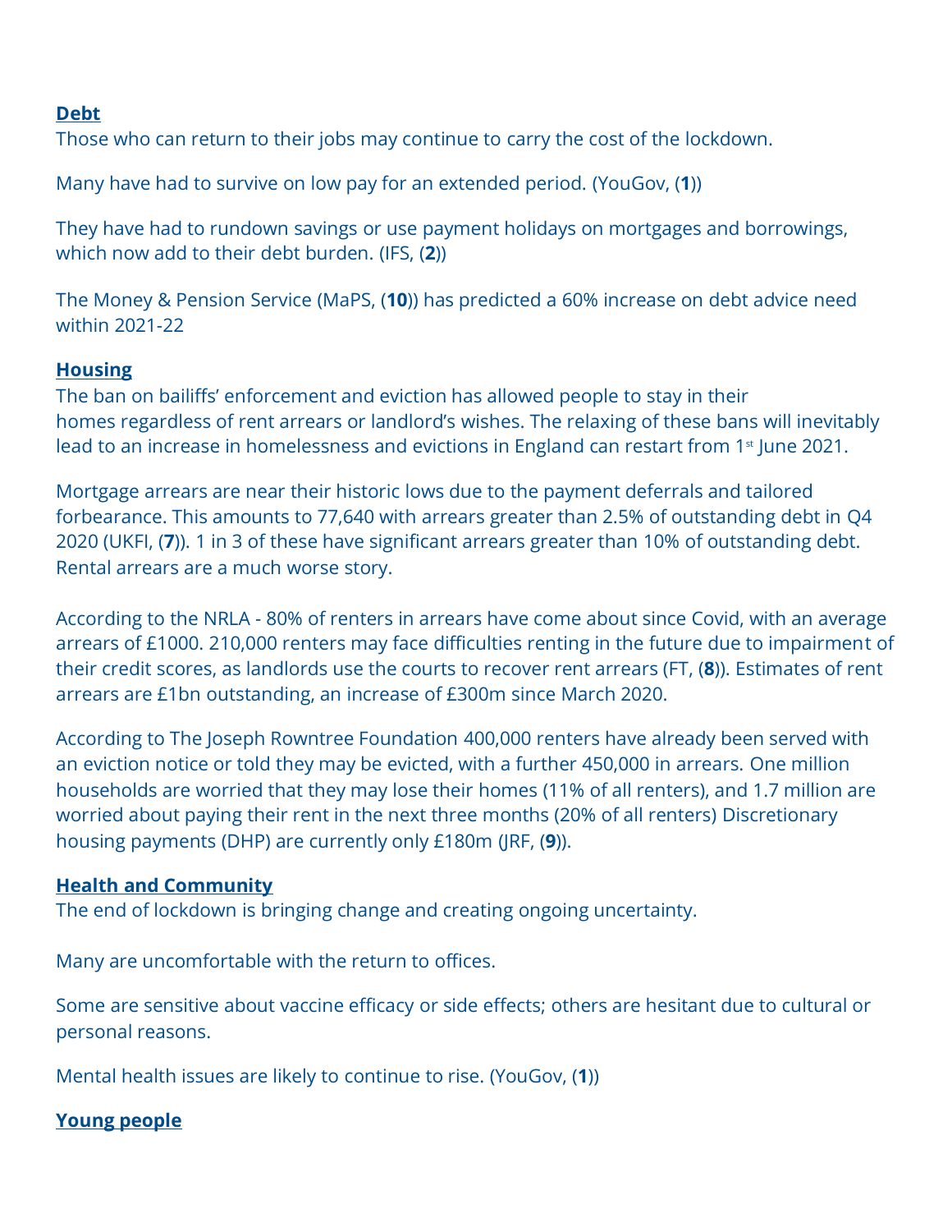**Debt**

Those who can return to their jobs may continue to carry the cost of the lockdown.

Many have had to survive on low pay for an extended period. (YouGov, (**1**))

They have had to rundown savings or use payment holidays on mortgages and borrowings, which now add to their debt burden. (IFS, (**2**))

The Money & Pension Service (MaPS, (**10**)) has predicted a 60% increase on debt advice need within 2021-22

**Housing**

The ban on bailiffs' enforcement and eviction has allowed people to stay in their homes regardless of rent arrears or landlord's wishes. The relaxing of these bans will inevitably lead to an increase in homelessness and evictions in England can restart from 1st June 2021.

Mortgage arrears are near their historic lows due to the payment deferrals and tailored forbearance. This amounts to 77,640 with arrears greater than 2.5% of outstanding debt in Q4 2020 (UKFI, (**7**)). 1 in 3 of these have significant arrears greater than 10% of outstanding debt. Rental arrears are a much worse story.

According to the NRLA - 80% of renters in arrears have come about since Covid, with an average arrears of £1000. 210,000 renters may face difficulties renting in the future due to impairment of their credit scores, as landlords use the courts to recover rent arrears (FT, (**8**)). Estimates of rent arrears are £1bn outstanding, an increase of £300m since March 2020.

According to The Joseph Rowntree Foundation 400,000 renters have already been served with an eviction notice or told they may be evicted, with a further 450,000 in arrears. One million households are worried that they may lose their homes (11% of all renters), and 1.7 million are worried about paying their rent in the next three months (20% of all renters) Discretionary housing payments (DHP) are currently only £180m (JRF, (**9**)).

**Health and Community**

The end of lockdown is bringing change and creating ongoing uncertainty.

Many are uncomfortable with the return to offices.

Some are sensitive about vaccine efficacy or side effects; others are hesitant due to cultural or personal reasons.

Mental health issues are likely to continue to rise. (YouGov, (**1**))

**Young people**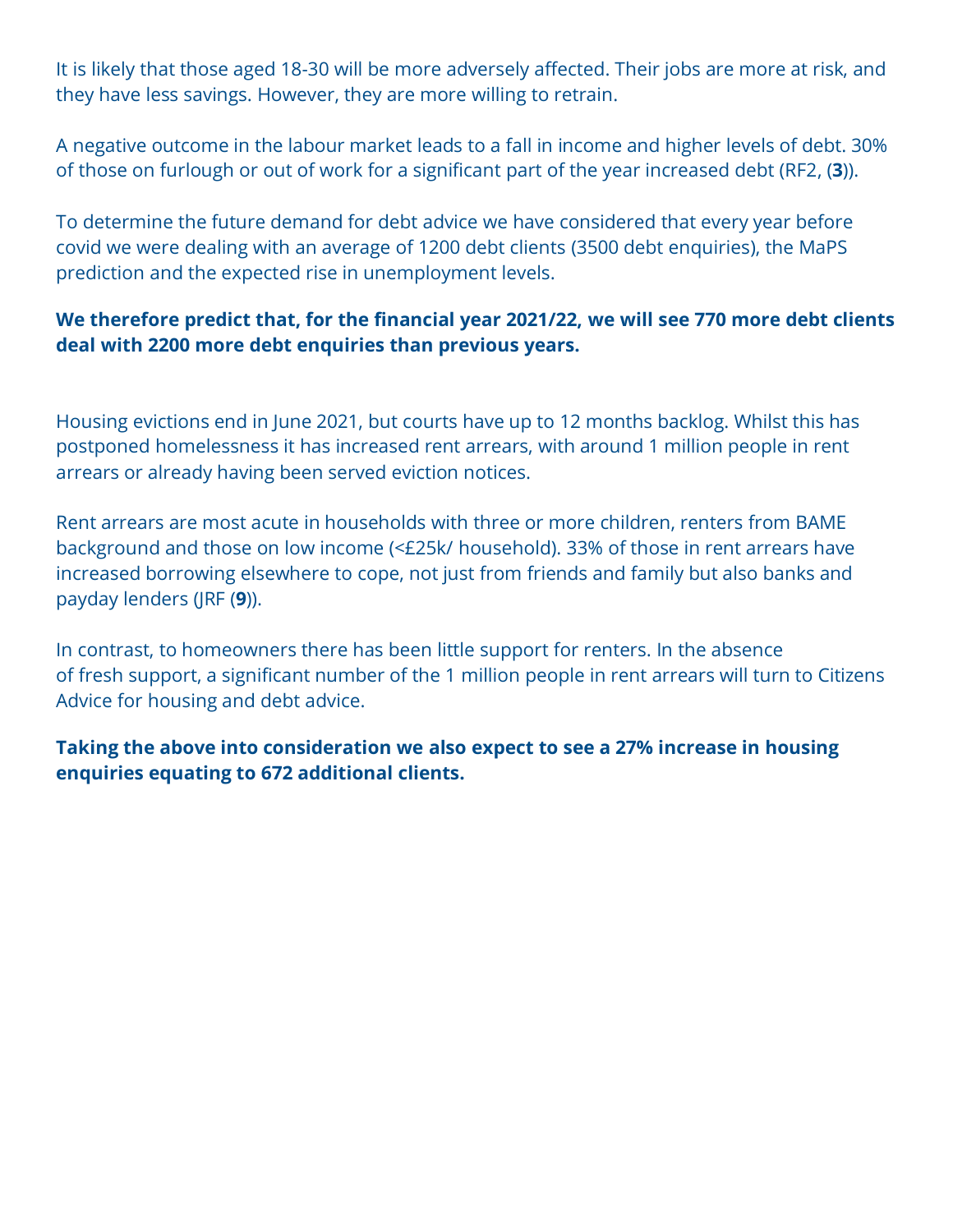It is likely that those aged 18-30 will be more adversely affected. Their jobs are more at risk, and they have less savings. However, they are more willing to retrain.

A negative outcome in the labour market leads to a fall in income and higher levels of debt. 30% of those on furlough or out of work for a significant part of the year increased debt (RF2, (**3**)).

To determine the future demand for debt advice we have considered that every year before covid we were dealing with an average of 1200 debt clients (3500 debt enquiries), the MaPS prediction and the expected rise in unemployment levels.

**We therefore predict that, for the financial year 2021/22, we will see 770 more debt clients deal with 2200 more debt enquiries than previous years.**

Housing evictions end in June 2021, but courts have up to 12 months backlog. Whilst this has postponed homelessness it has increased rent arrears, with around 1 million people in rent arrears or already having been served eviction notices.

Rent arrears are most acute in households with three or more children, renters from BAME background and those on low income (<£25k/ household). 33% of those in rent arrears have increased borrowing elsewhere to cope, not just from friends and family but also banks and payday lenders (JRF (**9**)).

In contrast, to homeowners there has been little support for renters. In the absence of fresh support, a significant number of the 1 million people in rent arrears will turn to Citizens Advice for housing and debt advice.

**Taking the above into consideration we also expect to see a 27% increase in housing enquiries equating to 672 additional clients.**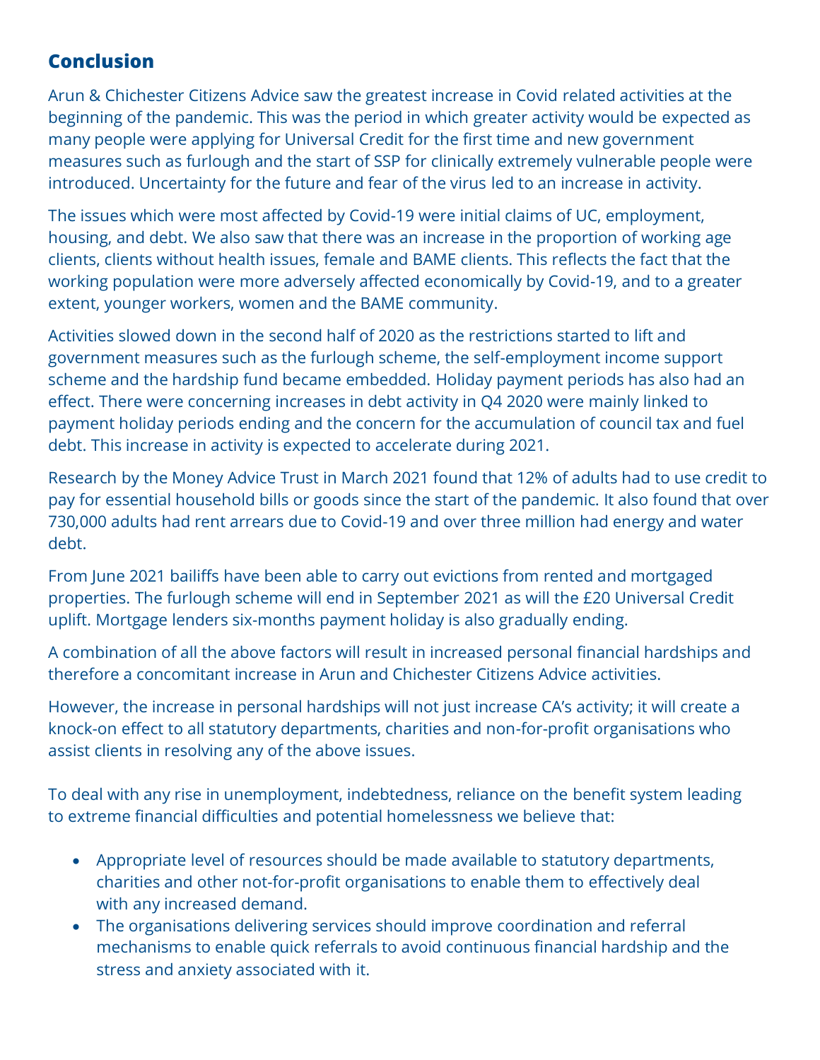## Conclusion

Arun & Chichester Citizens Advice saw the greatest increase in Covid related activities at the beginning of the pandemic. This was the period in which greater activity would be expected as many people were applying for Universal Credit for the first time and new government measures such as furlough and the start of SSP for clinically extremely vulnerable people were introduced. Uncertainty for the future and fear of the virus led to an increase in activity.

The issues which were most affected by Covid-19 were initial claims of UC, employment, housing, and debt. We also saw that there was an increase in the proportion of working age clients, clients without health issues, female and BAME clients. This reflects the fact that the working population were more adversely affected economically by Covid-19, and to a greater extent, younger workers, women and the BAME community.

Activities slowed down in the second half of 2020 as the restrictions started to lift and government measures such as the furlough scheme, the self-employment income support scheme and the hardship fund became embedded. Holiday payment periods has also had an effect. There were concerning increases in debt activity in Q4 2020 were mainly linked to payment holiday periods ending and the concern for the accumulation of council tax and fuel debt. This increase in activity is expected to accelerate during 2021.

Research by the Money Advice Trust in March 2021 found that 12% of adults had to use credit to pay for essential household bills or goods since the start of the pandemic. It also found that over 730,000 adults had rent arrears due to Covid-19 and over three million had energy and water debt.

From June 2021 bailiffs have been able to carry out evictions from rented and mortgaged properties. The furlough scheme will end in September 2021 as will the £20 Universal Credit uplift. Mortgage lenders six-months payment holiday is also gradually ending.

A combination of all the above factors will result in increased personal financial hardships and therefore a concomitant increase in Arun and Chichester Citizens Advice activities.

However, the increase in personal hardships will not just increase CA's activity; it will create a knock-on effect to all statutory departments, charities and non-for-profit organisations who assist clients in resolving any of the above issues.

To deal with any rise in unemployment, indebtedness, reliance on the benefit system leading to extreme financial difficulties and potential homelessness we believe that:

- Appropriate level of resources should be made available to statutory departments, charities and other not-for-profit organisations to enable them to effectively deal with any increased demand.
- The organisations delivering services should improve coordination and referral mechanisms to enable quick referrals to avoid continuous financial hardship and the stress and anxiety associated with it.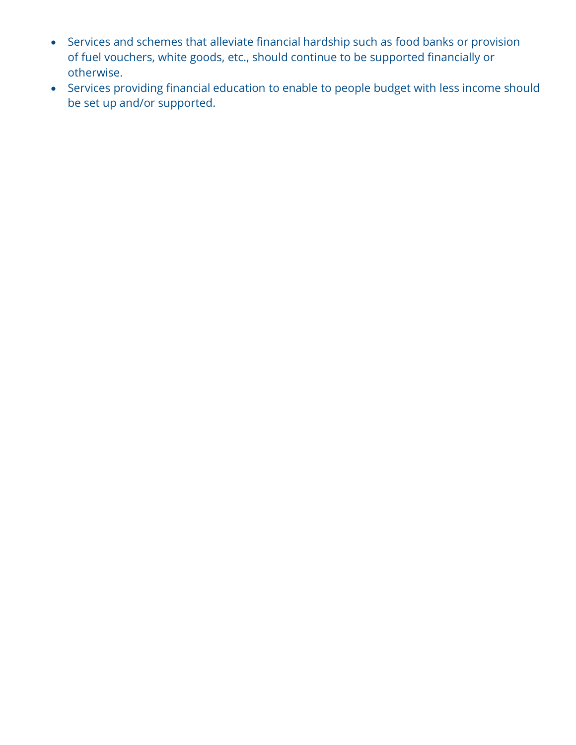- Services and schemes that alleviate financial hardship such as food banks or provision of fuel vouchers, white goods, etc., should continue to be supported financially or otherwise.
- Services providing financial education to enable to people budget with less income should be set up and/or supported.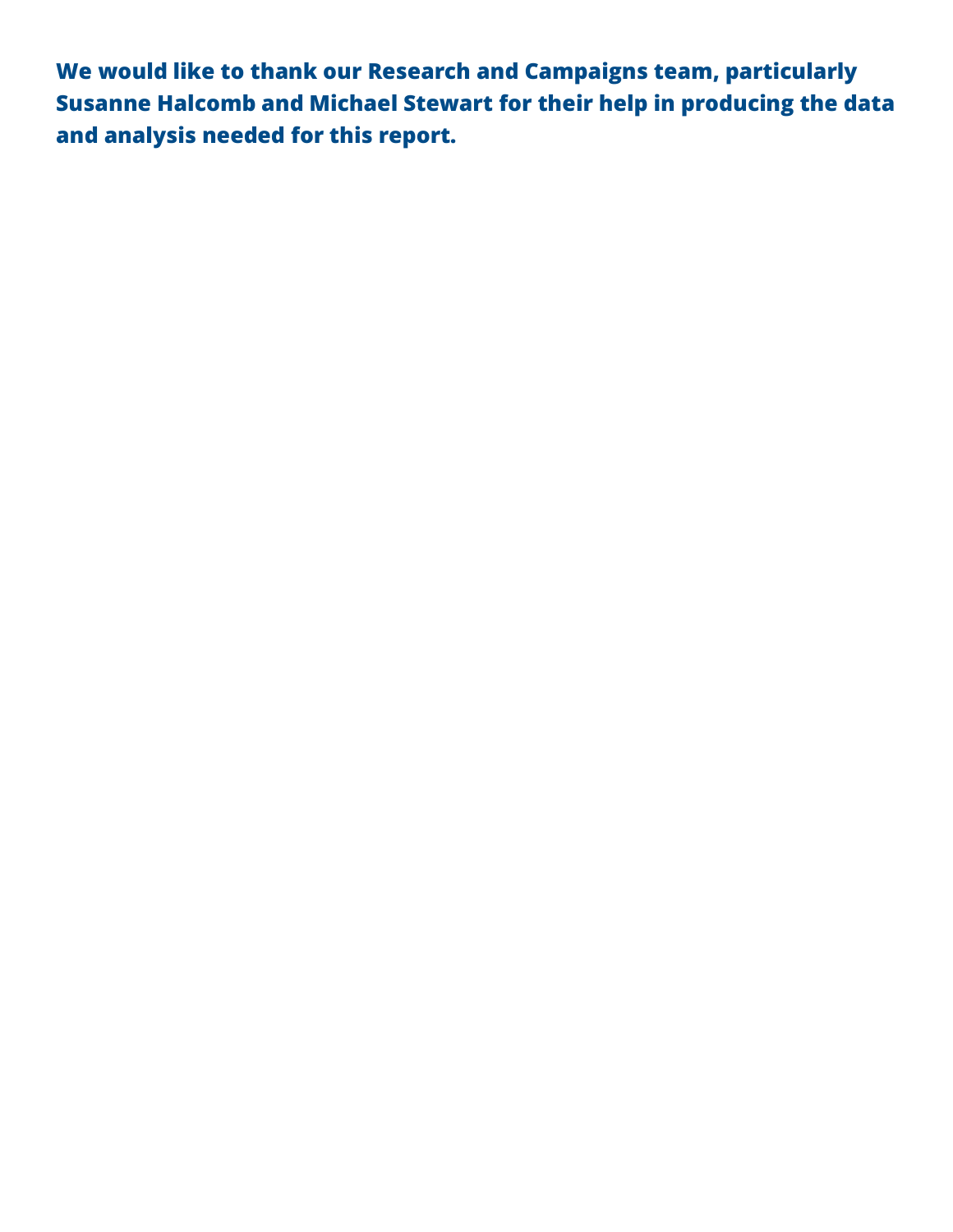**We would like to thank our Research and Campaigns team, particularly Susanne Halcomb and Michael Stewart for their help in producing the data and analysis needed for this report.**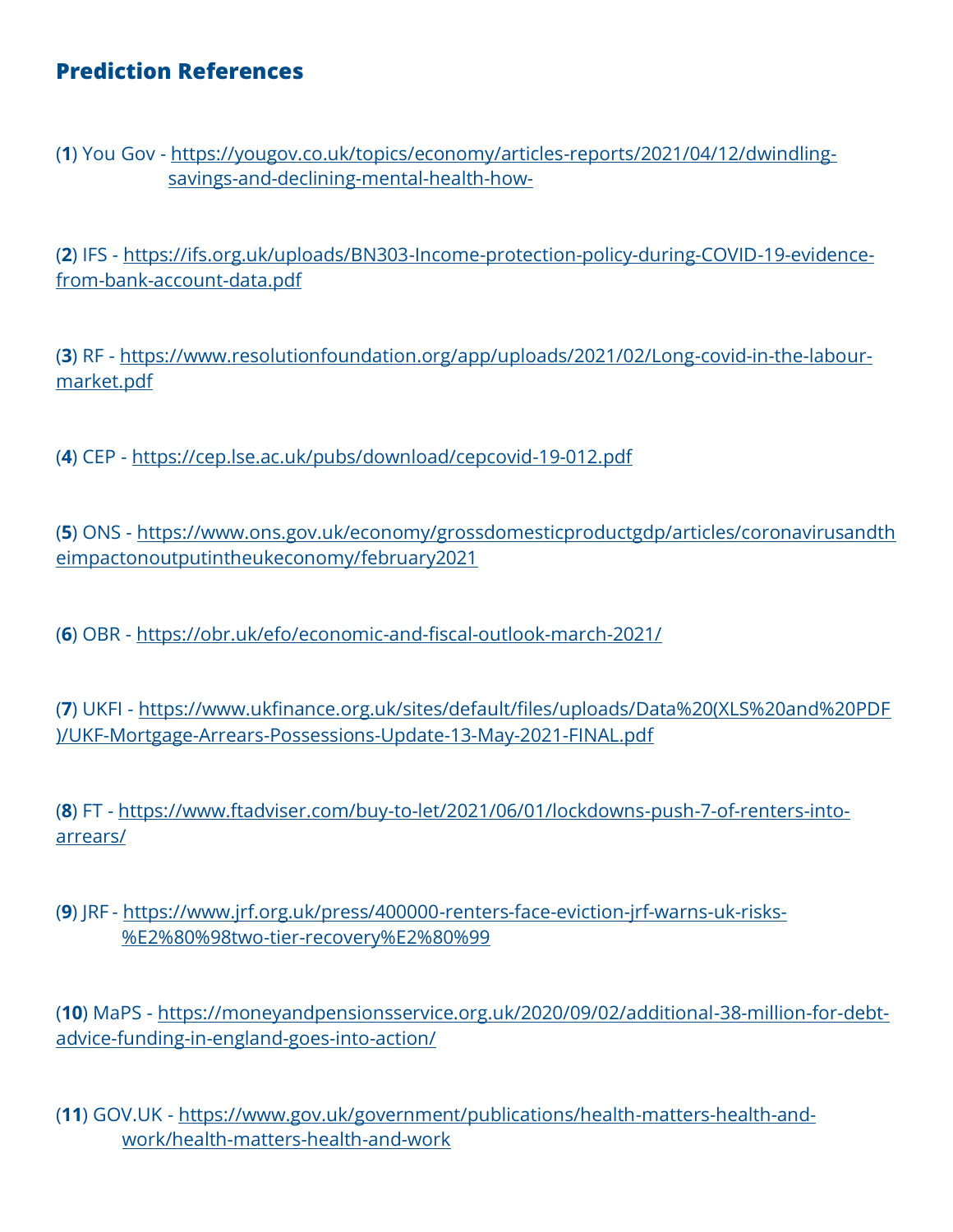## Prediction References

(**1**) You Gov - https://yougov.co.uk/topics/economy/articles-reports/2021/04/12/dwindling-savings-and-declining-mental-health-how-

(**2**) IFS - https://ifs.org.uk/uploads/BN303-Income-protection-policy-during-COVID-19-evidence-from-bank-account-data.pdf

(**3**) RF - https://www.resolutionfoundation.org/app/uploads/2021/02/Long-covid-in-the-labour-market.pdf

(**4**) CEP - https://cep.lse.ac.uk/pubs/download/cepcovid-19-012.pdf

(**5**) ONS - https://www.ons.gov.uk/economy/grossdomesticproductgdp/articles/coronavirusandtheimpactonoutputintheukeconomy/february2021

(**6**) OBR - https://obr.uk/efo/economic-and-fiscal-outlook-march-2021/

(**7**) UKFI - https://www.ukfinance.org.uk/sites/default/files/uploads/Data%20(XLS%20and%20PDF)/UKF-Mortgage-Arrears-Possessions-Update-13-May-2021-FINAL.pdf

(**8**) FT - https://www.ftadviser.com/buy-to-let/2021/06/01/lockdowns-push-7-of-renters-into-arrears/

(**9**) JRF - https://www.jrf.org.uk/press/400000-renters-face-eviction-jrf-warns-uk-risks-%E2%80%98two-tier-recovery%E2%80%99

(**10**) MaPS - https://moneyandpensionsservice.org.uk/2020/09/02/additional-38-million-for-debt-advice-funding-in-england-goes-into-action/

(**11**) GOV.UK - https://www.gov.uk/government/publications/health-matters-health-and-work/health-matters-health-and-work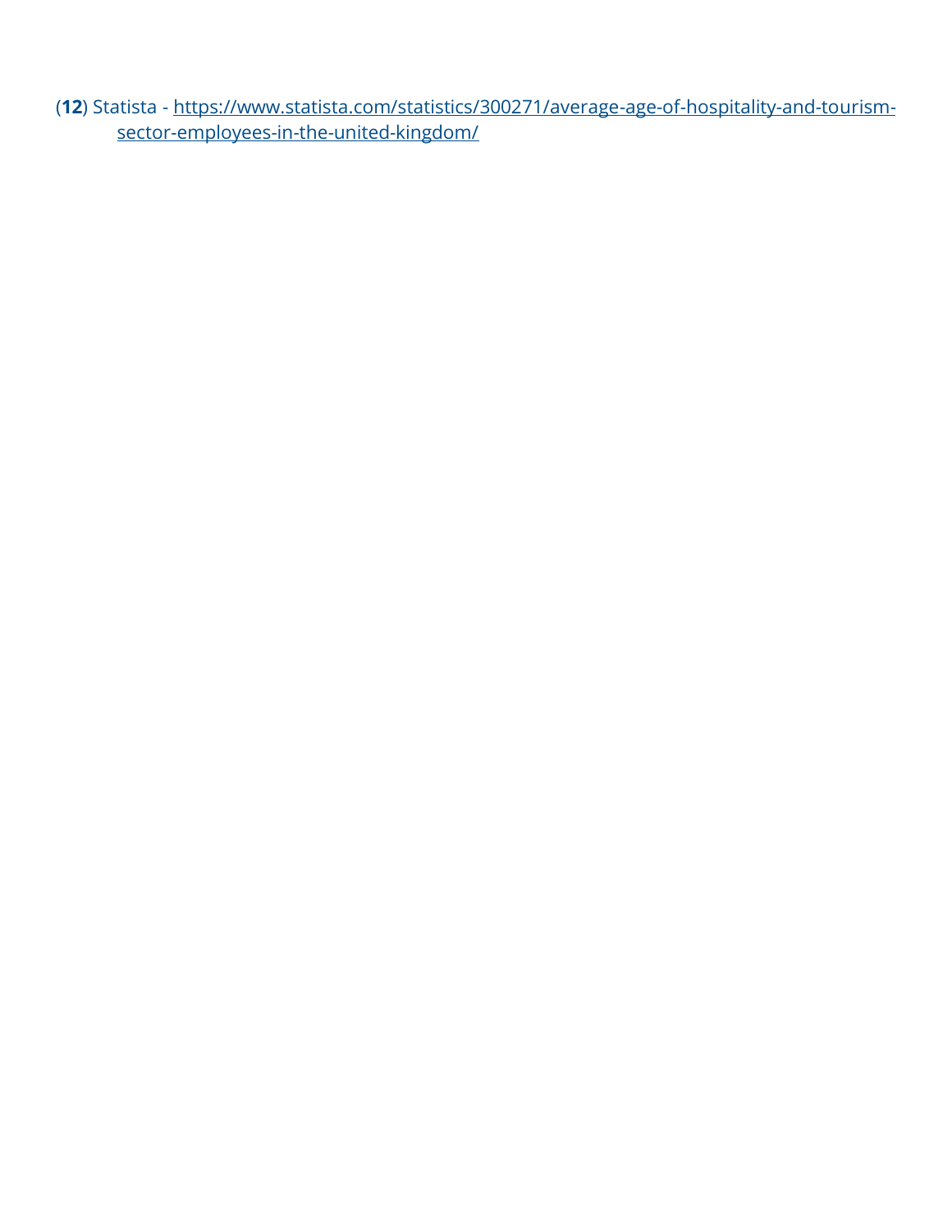(**12**) Statista - https://www.statista.com/statistics/300271/average-age-of-hospitality-and-tourism-sector-employees-in-the-united-kingdom/